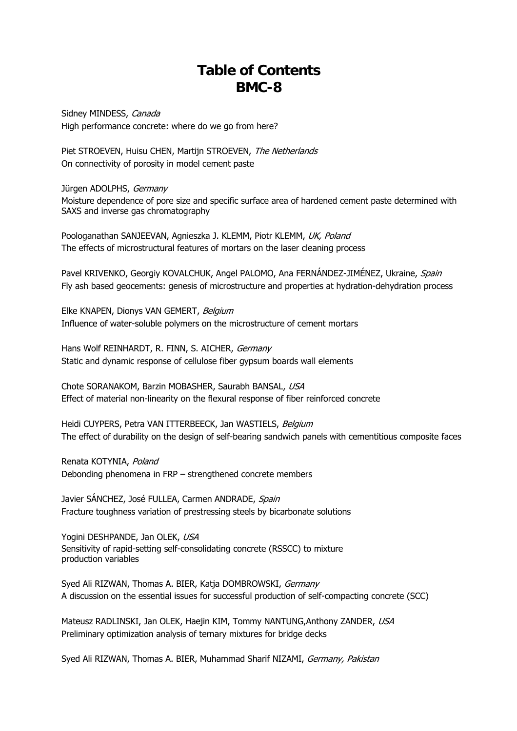# Table of Contents
# BMC-8

Sidney MINDESS, *Canada*
High performance concrete: where do we go from here?

Piet STROEVEN, Huisu CHEN, Martijn STROEVEN, *The Netherlands*
On connectivity of porosity in model cement paste

Jürgen ADOLPHS, *Germany*
Moisture dependence of pore size and specific surface area of hardened cement paste determined with SAXS and inverse gas chromatography

Poologanathan SANJEEVAN, Agnieszka J. KLEMM, Piotr KLEMM, *UK, Poland*
The effects of microstructural features of mortars on the laser cleaning process

Pavel KRIVENKO, Georgiy KOVALCHUK, Angel PALOMO, Ana FERNÁNDEZ-JIMÉNEZ, Ukraine, *Spain*
Fly ash based geocements: genesis of microstructure and properties at hydration-dehydration process

Elke KNAPEN, Dionys VAN GEMERT, *Belgium*
Influence of water-soluble polymers on the microstructure of cement mortars

Hans Wolf REINHARDT, R. FINN, S. AICHER, *Germany*
Static and dynamic response of cellulose fiber gypsum boards wall elements

Chote SORANAKOM, Barzin MOBASHER, Saurabh BANSAL, *USA*
Effect of material non-linearity on the flexural response of fiber reinforced concrete

Heidi CUYPERS, Petra VAN ITTERBEECK, Jan WASTIELS, *Belgium*
The effect of durability on the design of self-bearing sandwich panels with cementitious composite faces

Renata KOTYNIA, *Poland*
Debonding phenomena in FRP – strengthened concrete members

Javier SÁNCHEZ, José FULLEA, Carmen ANDRADE, *Spain*
Fracture toughness variation of prestressing steels by bicarbonate solutions

Yogini DESHPANDE, Jan OLEK, *USA*
Sensitivity of rapid-setting self-consolidating concrete (RSSCC) to mixture production variables

Syed Ali RIZWAN, Thomas A. BIER, Katja DOMBROWSKI, *Germany*
A discussion on the essential issues for successful production of self-compacting concrete (SCC)

Mateusz RADLINSKI, Jan OLEK, Haejin KIM, Tommy NANTUNG,Anthony ZANDER, *USA*
Preliminary optimization analysis of ternary mixtures for bridge decks

Syed Ali RIZWAN, Thomas A. BIER, Muhammad Sharif NIZAMI, *Germany, Pakistan*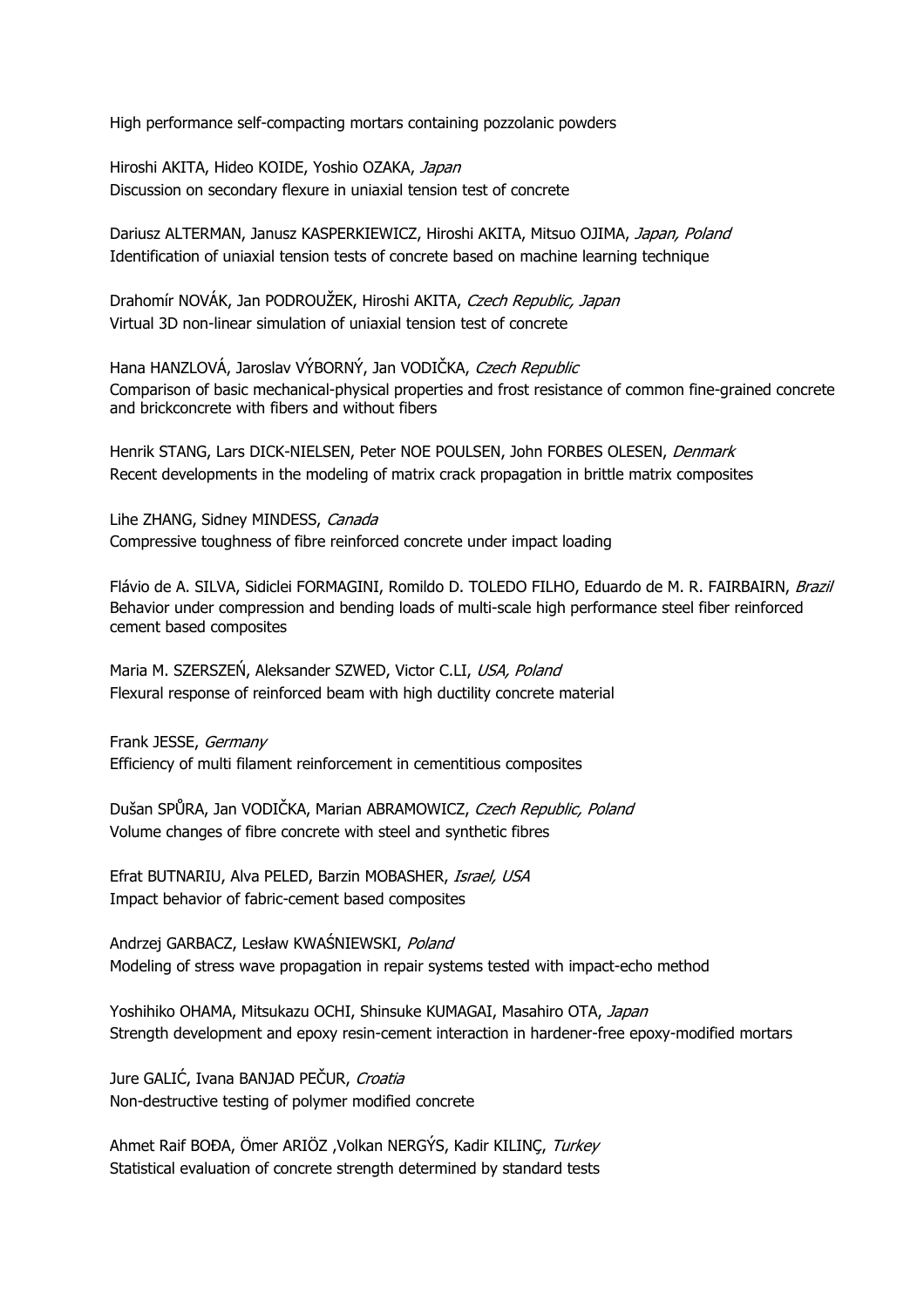High performance self-compacting mortars containing pozzolanic powders

Hiroshi AKITA, Hideo KOIDE, Yoshio OZAKA, *Japan*
Discussion on secondary flexure in uniaxial tension test of concrete

Dariusz ALTERMAN, Janusz KASPERKIEWICZ, Hiroshi AKITA, Mitsuo OJIMA, *Japan, Poland*
Identification of uniaxial tension tests of concrete based on machine learning technique

Drahomír NOVÁK, Jan PODROUŽEK, Hiroshi AKITA, *Czech Republic, Japan*
Virtual 3D non-linear simulation of uniaxial tension test of concrete

Hana HANZLOVÁ, Jaroslav VÝBORNÝ, Jan VODIČKA, *Czech Republic*
Comparison of basic mechanical-physical properties and frost resistance of common fine-grained concrete and brickconcrete with fibers and without fibers

Henrik STANG, Lars DICK-NIELSEN, Peter NOE POULSEN, John FORBES OLESEN, *Denmark*
Recent developments in the modeling of matrix crack propagation in brittle matrix composites

Lihe ZHANG, Sidney MINDESS, *Canada*
Compressive toughness of fibre reinforced concrete under impact loading

Flávio de A. SILVA, Sidiclei FORMAGINI, Romildo D. TOLEDO FILHO, Eduardo de M. R. FAIRBAIRN, *Brazil*
Behavior under compression and bending loads of multi-scale high performance steel fiber reinforced cement based composites

Maria M. SZERSZEŃ, Aleksander SZWED, Victor C.LI, *USA, Poland*
Flexural response of reinforced beam with high ductility concrete material

Frank JESSE, *Germany*
Efficiency of multi filament reinforcement in cementitious composites

Dušan SPŮRA, Jan VODIČKA, Marian ABRAMOWICZ, *Czech Republic, Poland*
Volume changes of fibre concrete with steel and synthetic fibres

Efrat BUTNARIU, Alva PELED, Barzin MOBASHER, *Israel, USA*
Impact behavior of fabric-cement based composites

Andrzej GARBACZ, Lesław KWAŚNIEWSKI, *Poland*
Modeling of stress wave propagation in repair systems tested with impact-echo method

Yoshihiko OHAMA, Mitsukazu OCHI, Shinsuke KUMAGAI, Masahiro OTA, *Japan*
Strength development and epoxy resin-cement interaction in hardener-free epoxy-modified mortars

Jure GALIĆ, Ivana BANJAD PEČUR, *Croatia*
Non-destructive testing of polymer modified concrete

Ahmet Raif BOĐA, Ömer ARIÖZ ,Volkan NERGÝS, Kadir KILINÇ, *Turkey*
Statistical evaluation of concrete strength determined by standard tests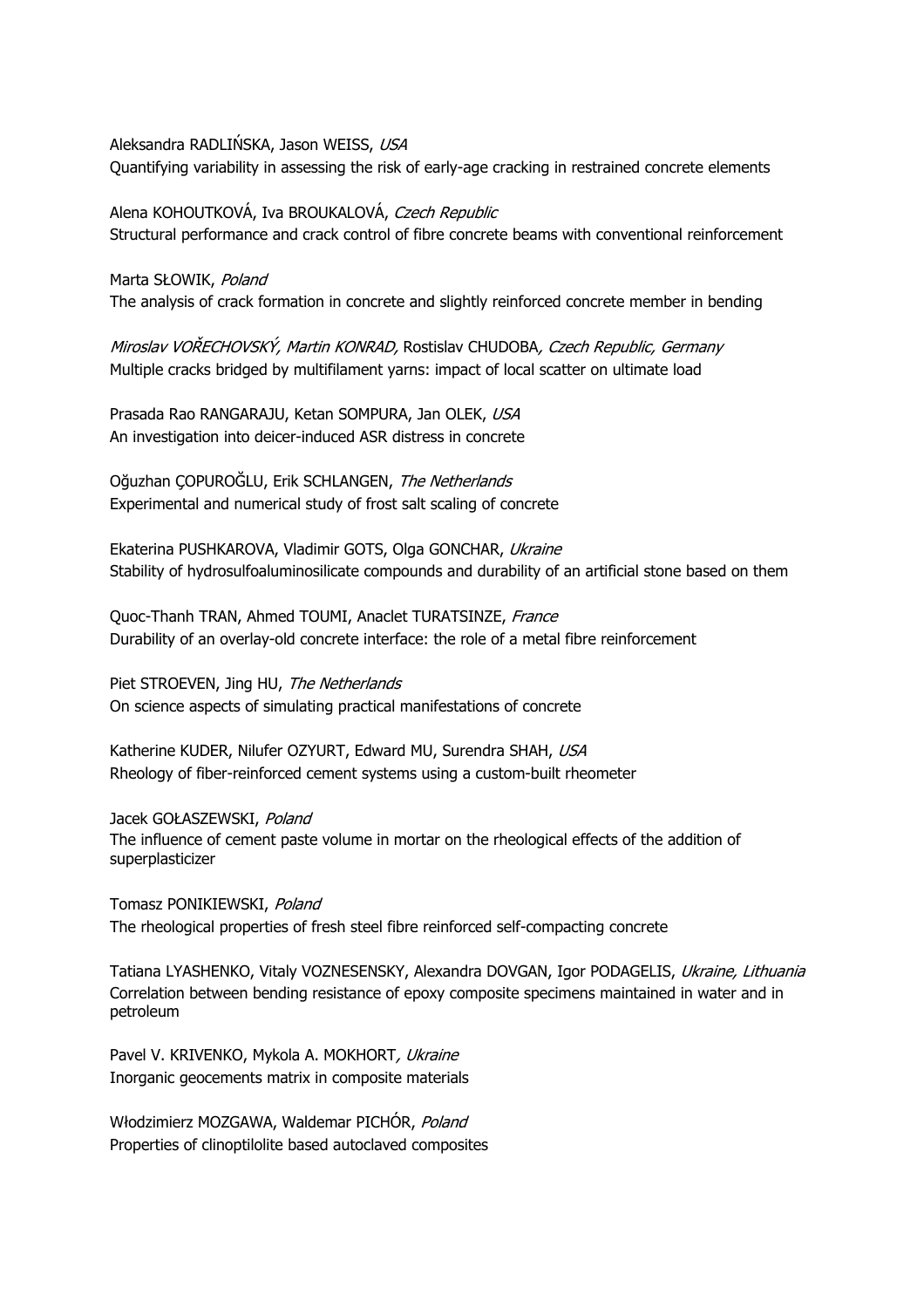Aleksandra RADLIŃSKA, Jason WEISS, *USA*
Quantifying variability in assessing the risk of early-age cracking in restrained concrete elements

Alena KOHOUTKOVÁ, Iva BROUKALOVÁ, *Czech Republic*
Structural performance and crack control of fibre concrete beams with conventional reinforcement

Marta SŁOWIK, *Poland*
The analysis of crack formation in concrete and slightly reinforced concrete member in bending

*Miroslav VOŘECHOVSKÝ, Martin KONRAD,* Rostislav CHUDOBA*, Czech Republic, Germany*
Multiple cracks bridged by multifilament yarns: impact of local scatter on ultimate load

Prasada Rao RANGARAJU, Ketan SOMPURA, Jan OLEK, *USA*
An investigation into deicer-induced ASR distress in concrete

Oğuzhan ÇOPUROĞLU, Erik SCHLANGEN, *The Netherlands*
Experimental and numerical study of frost salt scaling of concrete

Ekaterina PUSHKAROVA, Vladimir GOTS, Olga GONCHAR, *Ukraine*
Stability of hydrosulfoaluminosilicate compounds and durability of an artificial stone based on them

Quoc-Thanh TRAN, Ahmed TOUMI, Anaclet TURATSINZE, *France*
Durability of an overlay-old concrete interface: the role of a metal fibre reinforcement

Piet STROEVEN, Jing HU, *The Netherlands*
On science aspects of simulating practical manifestations of concrete

Katherine KUDER, Nilufer OZYURT, Edward MU, Surendra SHAH, *USA*
Rheology of fiber-reinforced cement systems using a custom-built rheometer

Jacek GOŁASZEWSKI, *Poland*
The influence of cement paste volume in mortar on the rheological effects of the addition of superplasticizer

Tomasz PONIKIEWSKI, *Poland*
The rheological properties of fresh steel fibre reinforced self-compacting concrete

Tatiana LYASHENKO, Vitaly VOZNESENSKY, Alexandra DOVGAN, Igor PODAGELIS, *Ukraine, Lithuania*
Correlation between bending resistance of epoxy composite specimens maintained in water and in petroleum

Pavel V. KRIVENKO, Mykola A. MOKHORT*, Ukraine*
Inorganic geocements matrix in composite materials

Włodzimierz MOZGAWA, Waldemar PICHÓR, *Poland*
Properties of clinoptilolite based autoclaved composites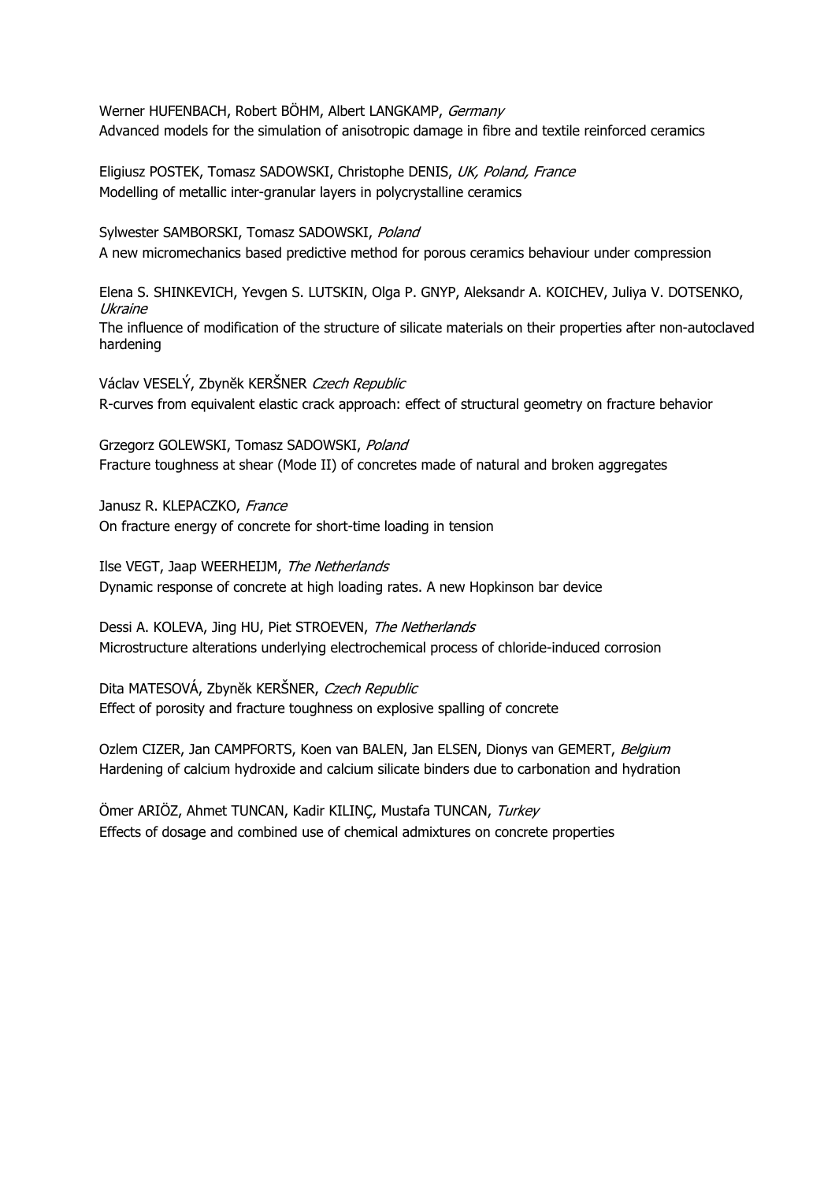Werner HUFENBACH, Robert BÖHM, Albert LANGKAMP, *Germany*
Advanced models for the simulation of anisotropic damage in fibre and textile reinforced ceramics

Eligiusz POSTEK, Tomasz SADOWSKI, Christophe DENIS, *UK, Poland, France*
Modelling of metallic inter-granular layers in polycrystalline ceramics

Sylwester SAMBORSKI, Tomasz SADOWSKI, *Poland*
A new micromechanics based predictive method for porous ceramics behaviour under compression

Elena S. SHINKEVICH, Yevgen S. LUTSKIN, Olga P. GNYP, Aleksandr A. KOICHEV, Juliya V. DOTSENKO, *Ukraine*
The influence of modification of the structure of silicate materials on their properties after non-autoclaved hardening

Václav VESELÝ, Zbyněk KERŠNER *Czech Republic*
R-curves from equivalent elastic crack approach: effect of structural geometry on fracture behavior

Grzegorz GOLEWSKI, Tomasz SADOWSKI, *Poland*
Fracture toughness at shear (Mode II) of concretes made of natural and broken aggregates

Janusz R. KLEPACZKO, *France*
On fracture energy of concrete for short-time loading in tension

Ilse VEGT, Jaap WEERHEIJM, *The Netherlands*
Dynamic response of concrete at high loading rates. A new Hopkinson bar device

Dessi A. KOLEVA, Jing HU, Piet STROEVEN, *The Netherlands*
Microstructure alterations underlying electrochemical process of chloride-induced corrosion

Dita MATESOVÁ, Zbyněk KERŠNER, *Czech Republic*
Effect of porosity and fracture toughness on explosive spalling of concrete

Ozlem CIZER, Jan CAMPFORTS, Koen van BALEN, Jan ELSEN, Dionys van GEMERT, *Belgium*
Hardening of calcium hydroxide and calcium silicate binders due to carbonation and hydration

Ömer ARIÖZ, Ahmet TUNCAN, Kadir KILINÇ, Mustafa TUNCAN, *Turkey*
Effects of dosage and combined use of chemical admixtures on concrete properties